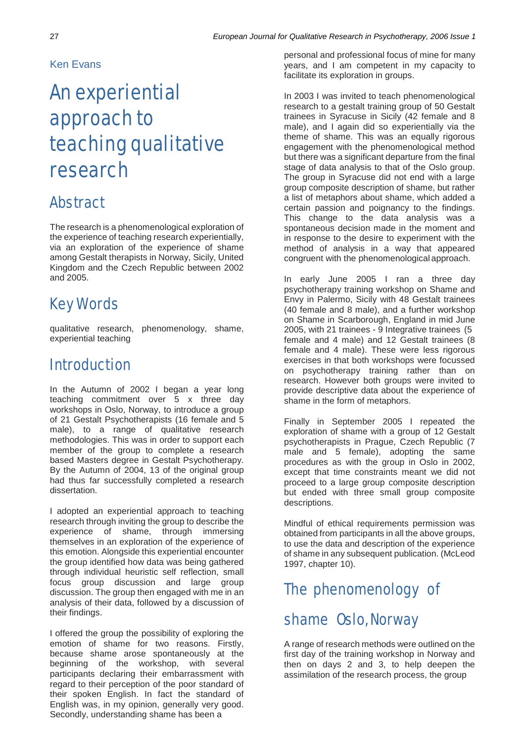Ken Evans

# An experiential approach to teaching qualitative research

## Abstract

The research is a phenomenological exploration of the experience of teaching research experientially, via an exploration of the experience of shame among Gestalt therapists in Norway, Sicily, United Kingdom and the Czech Republic between 2002 and 2005.

## Key Words

qualitative research, phenomenology, shame, experiential teaching

## Introduction

In the Autumn of 2002 I began a year long teaching commitment over 5 x three day workshops in Oslo, Norway, to introduce a group of 21 Gestalt Psychotherapists (16 female and 5 male), to a range of qualitative research methodologies. This was in order to support each member of the group to complete a research based Masters degree in Gestalt Psychotherapy. By the Autumn of 2004, 13 of the original group had thus far successfully completed a research dissertation.

I adopted an experiential approach to teaching research through inviting the group to describe the experience of shame, through immersing themselves in an exploration of the experience of this emotion. Alongside this experiential encounter the group identified how data was being gathered through individual heuristic self reflection, small focus group discussion and large group discussion. The group then engaged with me in an analysis of their data, followed by a discussion of their findings.

I offered the group the possibility of exploring the emotion of shame for two reasons. Firstly, because shame arose spontaneously at the beginning of the workshop, with several participants declaring their embarrassment with regard to their perception of the poor standard of their spoken English. In fact the standard of English was, in my opinion, generally very good. Secondly, understanding shame has been a personal and professional focus of mine for many years, and I am competent in my capacity to facilitate its exploration in groups.

In 2003 I was invited to teach phenomenological research to a gestalt training group of 50 Gestalt trainees in Syracuse in Sicily (42 female and 8 male), and I again did so experientially via the theme of shame. This was an equally rigorous engagement with the phenomenological method but there was a significant departure from the final stage of data analysis to that of the Oslo group. The group in Syracuse did not end with a large group composite description of shame, but rather a list of metaphors about shame, which added a certain passion and poignancy to the findings. This change to the data analysis was a spontaneous decision made in the moment and in response to the desire to experiment with the method of analysis in a way that appeared congruent with the phenomenological approach.

In early June 2005 I ran a three day psychotherapy training workshop on Shame and Envy in Palermo, Sicily with 48 Gestalt trainees (40 female and 8 male), and a further workshop on Shame in Scarborough, England in mid June 2005, with 21 trainees - 9 Integrative trainees (5 female and 4 male) and 12 Gestalt trainees (8 female and 4 male). These were less rigorous exercises in that both workshops were focussed on psychotherapy training rather than on research. However both groups were invited to provide descriptive data about the experience of shame in the form of metaphors.

Finally in September 2005 I repeated the exploration of shame with a group of 12 Gestalt psychotherapists in Prague, Czech Republic (7 male and 5 female), adopting the same procedures as with the group in Oslo in 2002, except that time constraints meant we did not proceed to a large group composite description but ended with three small group composite descriptions.

Mindful of ethical requirements permission was obtained from participants in all the above groups, to use the data and description of the experience of shame in any subsequent publication. (McLeod 1997, chapter 10).

## The phenomenology of shame Oslo, Norway

A range of research methods were outlined on the first day of the training workshop in Norway and then on days 2 and 3, to help deepen the assimilation of the research process, the group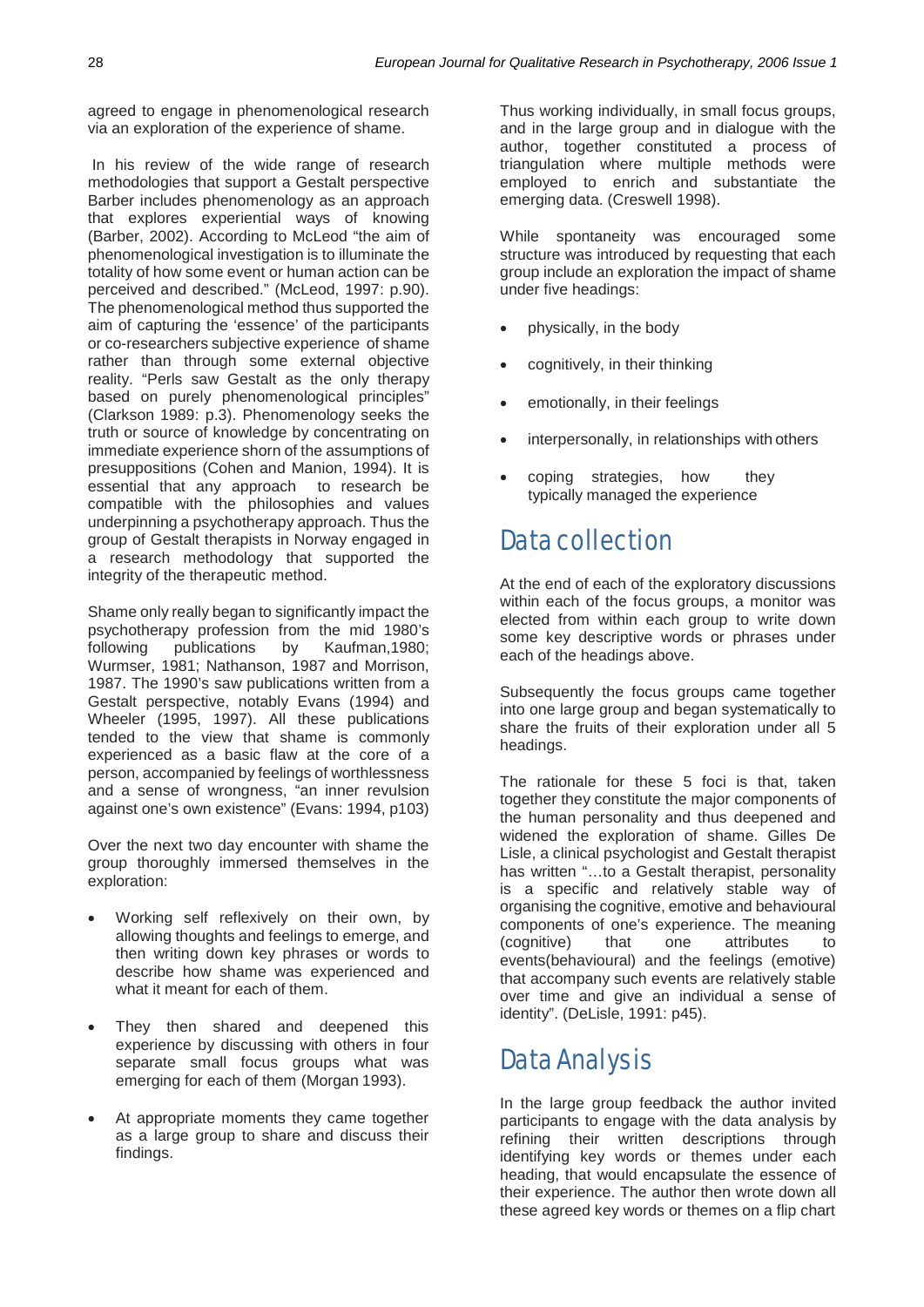agreed to engage in phenomenological research via an exploration of the experience of shame.

In his review of the wide range of research methodologies that support a Gestalt perspective Barber includes phenomenology as an approach that explores experiential ways of knowing (Barber, 2002). According to McLeod "the aim of phenomenological investigation is to illuminate the totality of how some event or human action can be perceived and described." (McLeod, 1997: p.90). The phenomenological method thus supported the aim of capturing the 'essence' of the participants or co-researchers subjective experience of shame rather than through some external objective reality. "Perls saw Gestalt as the only therapy based on purely phenomenological principles" (Clarkson 1989: p.3). Phenomenology seeks the truth or source of knowledge by concentrating on immediate experience shorn of the assumptions of presuppositions (Cohen and Manion, 1994). It is essential that any approach to research be compatible with the philosophies and values underpinning a psychotherapy approach. Thus the group of Gestalt therapists in Norway engaged in a research methodology that supported the integrity of the therapeutic method.

Shame only really began to significantly impact the psychotherapy profession from the mid 1980's following publications by Kaufman,1980; Wurmser, 1981; Nathanson, 1987 and Morrison, 1987. The 1990's saw publications written from a Gestalt perspective, notably Evans (1994) and Wheeler (1995, 1997). All these publications tended to the view that shame is commonly experienced as a basic flaw at the core of a person, accompanied by feelings of worthlessness and a sense of wrongness, "an inner revulsion against one's own existence" (Evans: 1994, p103)

Over the next two day encounter with shame the group thoroughly immersed themselves in the exploration:

- Working self reflexively on their own, by allowing thoughts and feelings to emerge, and then writing down key phrases or words to describe how shame was experienced and what it meant for each of them.
- They then shared and deepened this experience by discussing with others in four separate small focus groups what was emerging for each of them (Morgan 1993).
- At appropriate moments they came together as a large group to share and discuss their findings.

Thus working individually, in small focus groups, and in the large group and in dialogue with the author, together constituted a process of triangulation where multiple methods were employed to enrich and substantiate the emerging data. (Creswell 1998).

While spontaneity was encouraged some structure was introduced by requesting that each group include an exploration the impact of shame under five headings:

- physically, in the body
- cognitively, in their thinking
- emotionally, in their feelings
- interpersonally, in relationships with others
- coping strategies, how they typically managed the experience

## Data collection

At the end of each of the exploratory discussions within each of the focus groups, a monitor was elected from within each group to write down some key descriptive words or phrases under each of the headings above.

Subsequently the focus groups came together into one large group and began systematically to share the fruits of their exploration under all 5 headings.

The rationale for these 5 foci is that, taken together they constitute the major components of the human personality and thus deepened and widened the exploration of shame. Gilles De Lisle, a clinical psychologist and Gestalt therapist has written "…to a Gestalt therapist, personality is a specific and relatively stable way of organising the cognitive, emotive and behavioural components of one's experience. The meaning (cognitive) that one attributes to events(behavioural) and the feelings (emotive) that accompany such events are relatively stable over time and give an individual a sense of identity". (DeLisle, 1991: p45).

## Data Analysis

In the large group feedback the author invited participants to engage with the data analysis by refining their written descriptions through identifying key words or themes under each heading, that would encapsulate the essence of their experience. The author then wrote down all these agreed key words or themes on a flip chart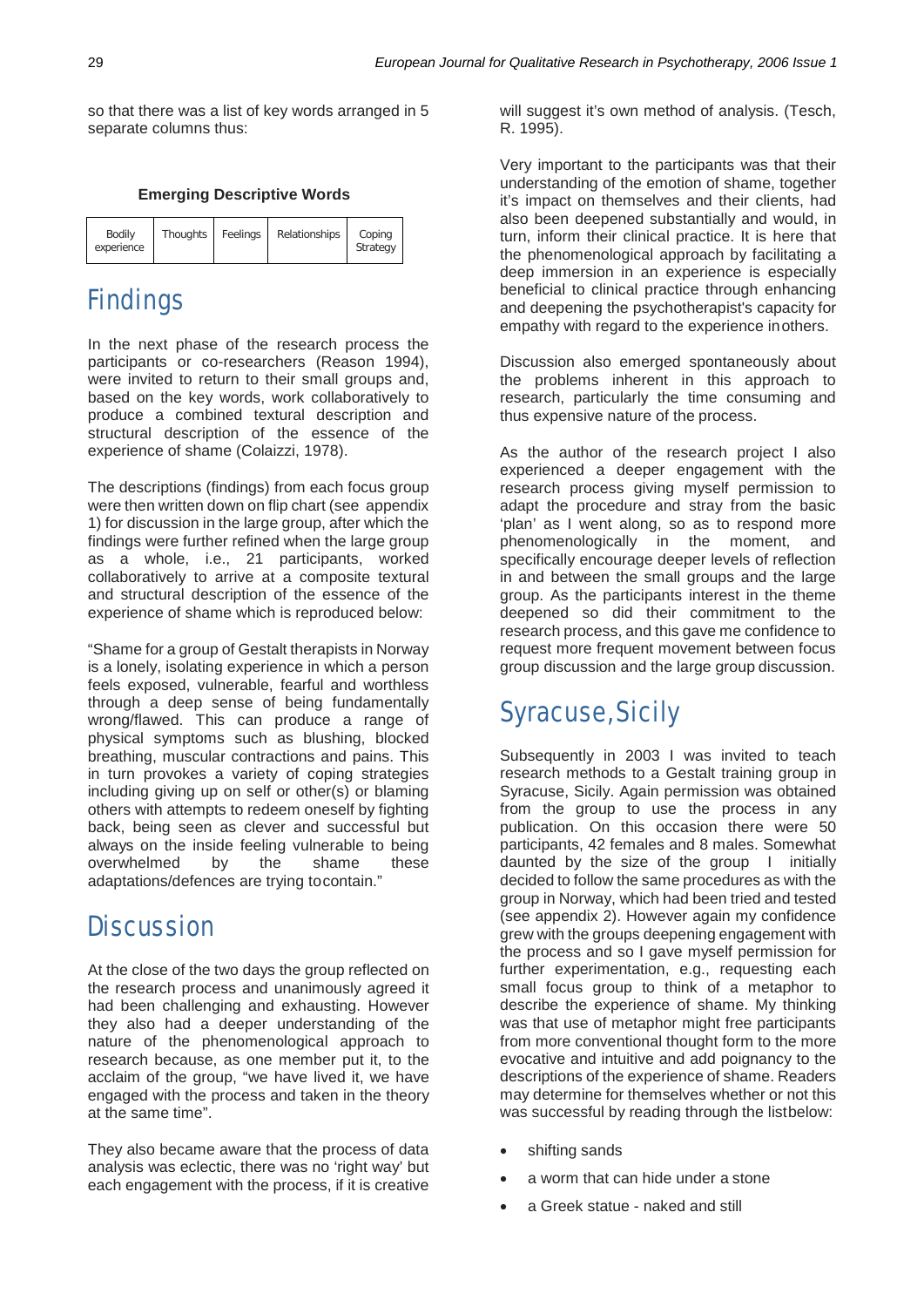so that there was a list of key words arranged in 5 separate columns thus:

**Emerging Descriptive Words**

| Bodily experience | Thoughts | Feelings | Relationships | Coping Strategy |
|---|---|---|---|---|

## Findings

In the next phase of the research process the participants or co-researchers (Reason 1994), were invited to return to their small groups and, based on the key words, work collaboratively to produce a combined textural description and structural description of the essence of the experience of shame (Colaizzi, 1978).

The descriptions (findings) from each focus group were then written down on flip chart (see appendix 1) for discussion in the large group, after which the findings were further refined when the large group as a whole, i.e., 21 participants, worked collaboratively to arrive at a composite textural and structural description of the essence of the experience of shame which is reproduced below:

"Shame for a group of Gestalt therapists in Norway is a lonely, isolating experience in which a person feels exposed, vulnerable, fearful and worthless through a deep sense of being fundamentally wrong/flawed. This can produce a range of physical symptoms such as blushing, blocked breathing, muscular contractions and pains. This in turn provokes a variety of coping strategies including giving up on self or other(s) or blaming others with attempts to redeem oneself by fighting back, being seen as clever and successful but always on the inside feeling vulnerable to being overwhelmed by the shame these adaptations/defences are trying to contain."

## Discussion

At the close of the two days the group reflected on the research process and unanimously agreed it had been challenging and exhausting. However they also had a deeper understanding of the nature of the phenomenological approach to research because, as one member put it, to the acclaim of the group, "we have lived it, we have engaged with the process and taken in the theory at the same time".

They also became aware that the process of data analysis was eclectic, there was no 'right way' but each engagement with the process, if it is creative will suggest it's own method of analysis. (Tesch, R. 1995).

Very important to the participants was that their understanding of the emotion of shame, together it's impact on themselves and their clients, had also been deepened substantially and would, in turn, inform their clinical practice. It is here that the phenomenological approach by facilitating a deep immersion in an experience is especially beneficial to clinical practice through enhancing and deepening the psychotherapist's capacity for empathy with regard to the experience in others.

Discussion also emerged spontaneously about the problems inherent in this approach to research, particularly the time consuming and thus expensive nature of the process.

As the author of the research project I also experienced a deeper engagement with the research process giving myself permission to adapt the procedure and stray from the basic 'plan' as I went along, so as to respond more phenomenologically in the moment, and specifically encourage deeper levels of reflection in and between the small groups and the large group. As the participants interest in the theme deepened so did their commitment to the research process, and this gave me confidence to request more frequent movement between focus group discussion and the large group discussion.

## Syracuse, Sicily

Subsequently in 2003 I was invited to teach research methods to a Gestalt training group in Syracuse, Sicily. Again permission was obtained from the group to use the process in any publication. On this occasion there were 50 participants, 42 females and 8 males. Somewhat daunted by the size of the group I initially decided to follow the same procedures as with the group in Norway, which had been tried and tested (see appendix 2). However again my confidence grew with the groups deepening engagement with the process and so I gave myself permission for further experimentation, e.g., requesting each small focus group to think of a metaphor to describe the experience of shame. My thinking was that use of metaphor might free participants from more conventional thought form to the more evocative and intuitive and add poignancy to the descriptions of the experience of shame. Readers may determine for themselves whether or not this was successful by reading through the list below:

- shifting sands
- a worm that can hide under a stone
- a Greek statue - naked and still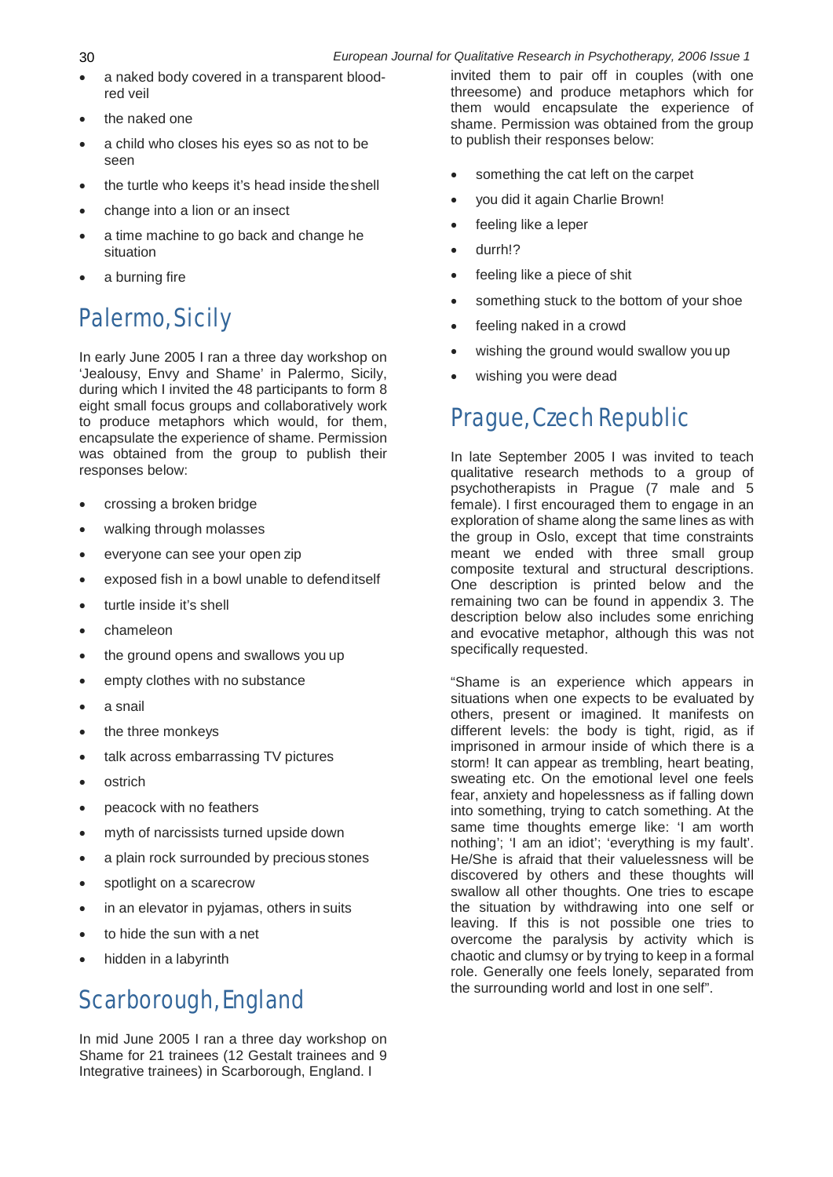- a naked body covered in a transparent blood-red veil
- the naked one
- a child who closes his eyes so as not to be seen
- the turtle who keeps it's head inside the shell
- change into a lion or an insect
- a time machine to go back and change he situation
- a burning fire

## Palermo, Sicily

In early June 2005 I ran a three day workshop on 'Jealousy, Envy and Shame' in Palermo, Sicily, during which I invited the 48 participants to form 8 eight small focus groups and collaboratively work to produce metaphors which would, for them, encapsulate the experience of shame. Permission was obtained from the group to publish their responses below:

- crossing a broken bridge
- walking through molasses
- everyone can see your open zip
- exposed fish in a bowl unable to defend itself
- turtle inside it's shell
- chameleon
- the ground opens and swallows you up
- empty clothes with no substance
- a snail
- the three monkeys
- talk across embarrassing TV pictures
- ostrich
- peacock with no feathers
- myth of narcissists turned upside down
- a plain rock surrounded by precious stones
- spotlight on a scarecrow
- in an elevator in pyjamas, others in suits
- to hide the sun with a net
- hidden in a labyrinth

## Scarborough, England

In mid June 2005 I ran a three day workshop on Shame for 21 trainees (12 Gestalt trainees and 9 Integrative trainees) in Scarborough, England. I invited them to pair off in couples (with one threesome) and produce metaphors which for them would encapsulate the experience of shame. Permission was obtained from the group to publish their responses below:

- something the cat left on the carpet
- you did it again Charlie Brown!
- feeling like a leper
- durrh!?
- feeling like a piece of shit
- something stuck to the bottom of your shoe
- feeling naked in a crowd
- wishing the ground would swallow you up
- wishing you were dead

## Prague, Czech Republic

In late September 2005 I was invited to teach qualitative research methods to a group of psychotherapists in Prague (7 male and 5 female). I first encouraged them to engage in an exploration of shame along the same lines as with the group in Oslo, except that time constraints meant we ended with three small group composite textural and structural descriptions. One description is printed below and the remaining two can be found in appendix 3. The description below also includes some enriching and evocative metaphor, although this was not specifically requested.

"Shame is an experience which appears in situations when one expects to be evaluated by others, present or imagined. It manifests on different levels: the body is tight, rigid, as if imprisoned in armour inside of which there is a storm! It can appear as trembling, heart beating, sweating etc. On the emotional level one feels fear, anxiety and hopelessness as if falling down into something, trying to catch something. At the same time thoughts emerge like: 'I am worth nothing'; 'I am an idiot'; 'everything is my fault'. He/She is afraid that their valuelessness will be discovered by others and these thoughts will swallow all other thoughts. One tries to escape the situation by withdrawing into one self or leaving. If this is not possible one tries to overcome the paralysis by activity which is chaotic and clumsy or by trying to keep in a formal role. Generally one feels lonely, separated from the surrounding world and lost in one self".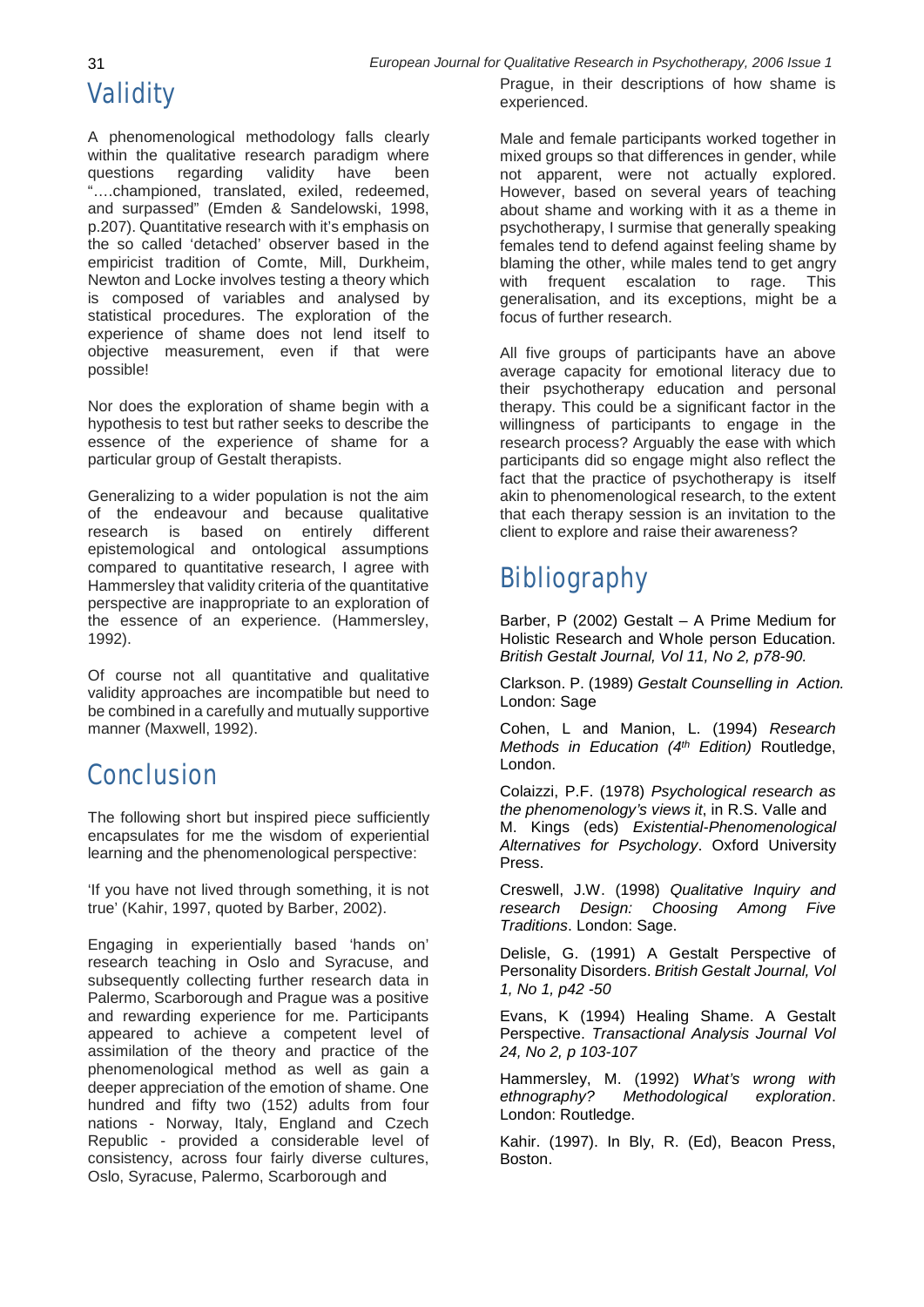## Validity

A phenomenological methodology falls clearly within the qualitative research paradigm where questions regarding validity have been "….championed, translated, exiled, redeemed, and surpassed" (Emden & Sandelowski, 1998, p.207). Quantitative research with it's emphasis on the so called 'detached' observer based in the empiricist tradition of Comte, Mill, Durkheim, Newton and Locke involves testing a theory which is composed of variables and analysed by statistical procedures. The exploration of the experience of shame does not lend itself to objective measurement, even if that were possible!

Nor does the exploration of shame begin with a hypothesis to test but rather seeks to describe the essence of the experience of shame for a particular group of Gestalt therapists.

Generalizing to a wider population is not the aim of the endeavour and because qualitative research is based on entirely different epistemological and ontological assumptions compared to quantitative research, I agree with Hammersley that validity criteria of the quantitative perspective are inappropriate to an exploration of the essence of an experience. (Hammersley, 1992).

Of course not all quantitative and qualitative validity approaches are incompatible but need to be combined in a carefully and mutually supportive manner (Maxwell, 1992).

## Conclusion

The following short but inspired piece sufficiently encapsulates for me the wisdom of experiential learning and the phenomenological perspective:

'If you have not lived through something, it is not true' (Kahir, 1997, quoted by Barber, 2002).

Engaging in experientially based 'hands on' research teaching in Oslo and Syracuse, and subsequently collecting further research data in Palermo, Scarborough and Prague was a positive and rewarding experience for me. Participants appeared to achieve a competent level of assimilation of the theory and practice of the phenomenological method as well as gain a deeper appreciation of the emotion of shame. One hundred and fifty two (152) adults from four nations - Norway, Italy, England and Czech Republic - provided a considerable level of consistency, across four fairly diverse cultures, Oslo, Syracuse, Palermo, Scarborough and Prague, in their descriptions of how shame is experienced.

Male and female participants worked together in mixed groups so that differences in gender, while not apparent, were not actually explored. However, based on several years of teaching about shame and working with it as a theme in psychotherapy, I surmise that generally speaking females tend to defend against feeling shame by blaming the other, while males tend to get angry with frequent escalation to rage. This generalisation, and its exceptions, might be a focus of further research.

All five groups of participants have an above average capacity for emotional literacy due to their psychotherapy education and personal therapy. This could be a significant factor in the willingness of participants to engage in the research process? Arguably the ease with which participants did so engage might also reflect the fact that the practice of psychotherapy is itself akin to phenomenological research, to the extent that each therapy session is an invitation to the client to explore and raise their awareness?

## Bibliography

Barber, P (2002) Gestalt – A Prime Medium for Holistic Research and Whole person Education. *British Gestalt Journal, Vol 11, No 2, p78-90.*

Clarkson. P. (1989) *Gestalt Counselling in Action.* London: Sage

Cohen, L and Manion, L. (1994) *Research Methods in Education (4th Edition)* Routledge, London.

Colaizzi, P.F. (1978) *Psychological research as the phenomenology's views it*, in R.S. Valle and M. Kings (eds) *Existential-Phenomenological Alternatives for Psychology*. Oxford University Press.

Creswell, J.W. (1998) *Qualitative Inquiry and research Design: Choosing Among Five Traditions*. London: Sage.

Delisle, G. (1991) A Gestalt Perspective of Personality Disorders. *British Gestalt Journal, Vol 1, No 1, p42 -50*

Evans, K (1994) Healing Shame. A Gestalt Perspective. *Transactional Analysis Journal Vol 24, No 2, p 103-107*

Hammersley, M. (1992) *What's wrong with ethnography? Methodological exploration*. London: Routledge.

Kahir. (1997). In Bly, R. (Ed), Beacon Press, Boston.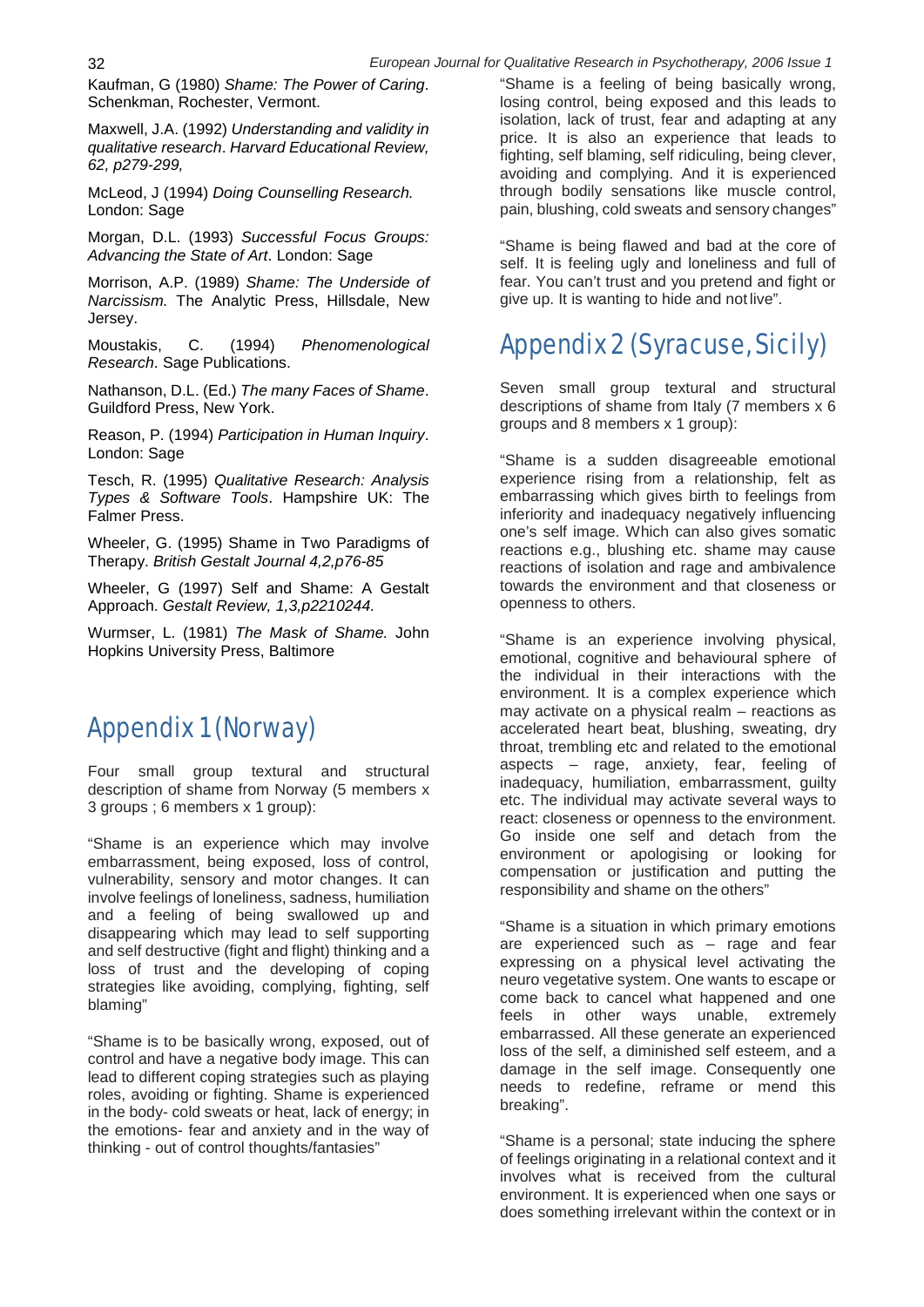Kaufman, G (1980) *Shame: The Power of Caring*. Schenkman, Rochester, Vermont.

Maxwell, J.A. (1992) *Understanding and validity in qualitative research*. *Harvard Educational Review, 62, p279-299,*

McLeod, J (1994) *Doing Counselling Research.* London: Sage

Morgan, D.L. (1993) *Successful Focus Groups: Advancing the State of Art*. London: Sage

Morrison, A.P. (1989) *Shame: The Underside of Narcissism.* The Analytic Press, Hillsdale, New Jersey.

Moustakis, C. (1994) *Phenomenological Research*. Sage Publications.

Nathanson, D.L. (Ed.) *The many Faces of Shame*. Guildford Press, New York.

Reason, P. (1994) *Participation in Human Inquiry*. London: Sage

Tesch, R. (1995) *Qualitative Research: Analysis Types & Software Tools*. Hampshire UK: The Falmer Press.

Wheeler, G. (1995) Shame in Two Paradigms of Therapy. *British Gestalt Journal 4,2,p76-85*

Wheeler, G (1997) Self and Shame: A Gestalt Approach. *Gestalt Review, 1,3,p2210244.*

Wurmser, L. (1981) *The Mask of Shame.* John Hopkins University Press, Baltimore

## Appendix 1 (Norway)

Four small group textural and structural description of shame from Norway (5 members x 3 groups ; 6 members x 1 group):

"Shame is an experience which may involve embarrassment, being exposed, loss of control, vulnerability, sensory and motor changes. It can involve feelings of loneliness, sadness, humiliation and a feeling of being swallowed up and disappearing which may lead to self supporting and self destructive (fight and flight) thinking and a loss of trust and the developing of coping strategies like avoiding, complying, fighting, self blaming"

"Shame is to be basically wrong, exposed, out of control and have a negative body image. This can lead to different coping strategies such as playing roles, avoiding or fighting. Shame is experienced in the body- cold sweats or heat, lack of energy; in the emotions- fear and anxiety and in the way of thinking - out of control thoughts/fantasies"

"Shame is a feeling of being basically wrong, losing control, being exposed and this leads to isolation, lack of trust, fear and adapting at any price. It is also an experience that leads to fighting, self blaming, self ridiculing, being clever, avoiding and complying. And it is experienced through bodily sensations like muscle control, pain, blushing, cold sweats and sensory changes"

"Shame is being flawed and bad at the core of self. It is feeling ugly and loneliness and full of fear. You can't trust and you pretend and fight or give up. It is wanting to hide and not live".

## Appendix 2 (Syracuse, Sicily)

Seven small group textural and structural descriptions of shame from Italy (7 members x 6 groups and 8 members x 1 group):

"Shame is a sudden disagreeable emotional experience rising from a relationship, felt as embarrassing which gives birth to feelings from inferiority and inadequacy negatively influencing one's self image. Which can also gives somatic reactions e.g., blushing etc. shame may cause reactions of isolation and rage and ambivalence towards the environment and that closeness or openness to others.

"Shame is an experience involving physical, emotional, cognitive and behavioural sphere of the individual in their interactions with the environment. It is a complex experience which may activate on a physical realm – reactions as accelerated heart beat, blushing, sweating, dry throat, trembling etc and related to the emotional aspects – rage, anxiety, fear, feeling of inadequacy, humiliation, embarrassment, guilty etc. The individual may activate several ways to react: closeness or openness to the environment. Go inside one self and detach from the environment or apologising or looking for compensation or justification and putting the responsibility and shame on the others"

"Shame is a situation in which primary emotions are experienced such as – rage and fear expressing on a physical level activating the neuro vegetative system. One wants to escape or come back to cancel what happened and one feels in other ways unable, extremely embarrassed. All these generate an experienced loss of the self, a diminished self esteem, and a damage in the self image. Consequently one needs to redefine, reframe or mend this breaking".

"Shame is a personal; state inducing the sphere of feelings originating in a relational context and it involves what is received from the cultural environment. It is experienced when one says or does something irrelevant within the context or in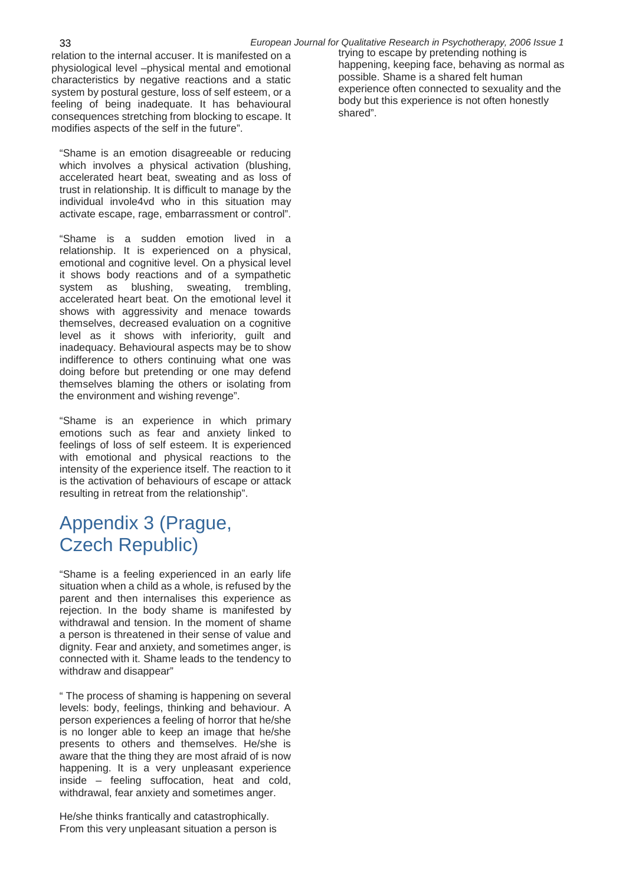relation to the internal accuser. It is manifested on a physiological level –physical mental and emotional characteristics by negative reactions and a static system by postural gesture, loss of self esteem, or a feeling of being inadequate. It has behavioural consequences stretching from blocking to escape. It modifies aspects of the self in the future".

"Shame is an emotion disagreeable or reducing which involves a physical activation (blushing, accelerated heart beat, sweating and as loss of trust in relationship. It is difficult to manage by the individual invole4vd who in this situation may activate escape, rage, embarrassment or control".

"Shame is a sudden emotion lived in a relationship. It is experienced on a physical, emotional and cognitive level. On a physical level it shows body reactions and of a sympathetic system as blushing, sweating, trembling, accelerated heart beat. On the emotional level it shows with aggressivity and menace towards themselves, decreased evaluation on a cognitive level as it shows with inferiority, guilt and inadequacy. Behavioural aspects may be to show indifference to others continuing what one was doing before but pretending or one may defend themselves blaming the others or isolating from the environment and wishing revenge".

"Shame is an experience in which primary emotions such as fear and anxiety linked to feelings of loss of self esteem. It is experienced with emotional and physical reactions to the intensity of the experience itself. The reaction to it is the activation of behaviours of escape or attack resulting in retreat from the relationship".

# Appendix 3 (Prague, Czech Republic)

"Shame is a feeling experienced in an early life situation when a child as a whole, is refused by the parent and then internalises this experience as rejection. In the body shame is manifested by withdrawal and tension. In the moment of shame a person is threatened in their sense of value and dignity. Fear and anxiety, and sometimes anger, is connected with it. Shame leads to the tendency to withdraw and disappear"

" The process of shaming is happening on several levels: body, feelings, thinking and behaviour. A person experiences a feeling of horror that he/she is no longer able to keep an image that he/she presents to others and themselves. He/she is aware that the thing they are most afraid of is now happening. It is a very unpleasant experience inside – feeling suffocation, heat and cold, withdrawal, fear anxiety and sometimes anger.

He/she thinks frantically and catastrophically. From this very unpleasant situation a person is trying to escape by pretending nothing is happening, keeping face, behaving as normal as possible. Shame is a shared felt human experience often connected to sexuality and the body but this experience is not often honestly shared".